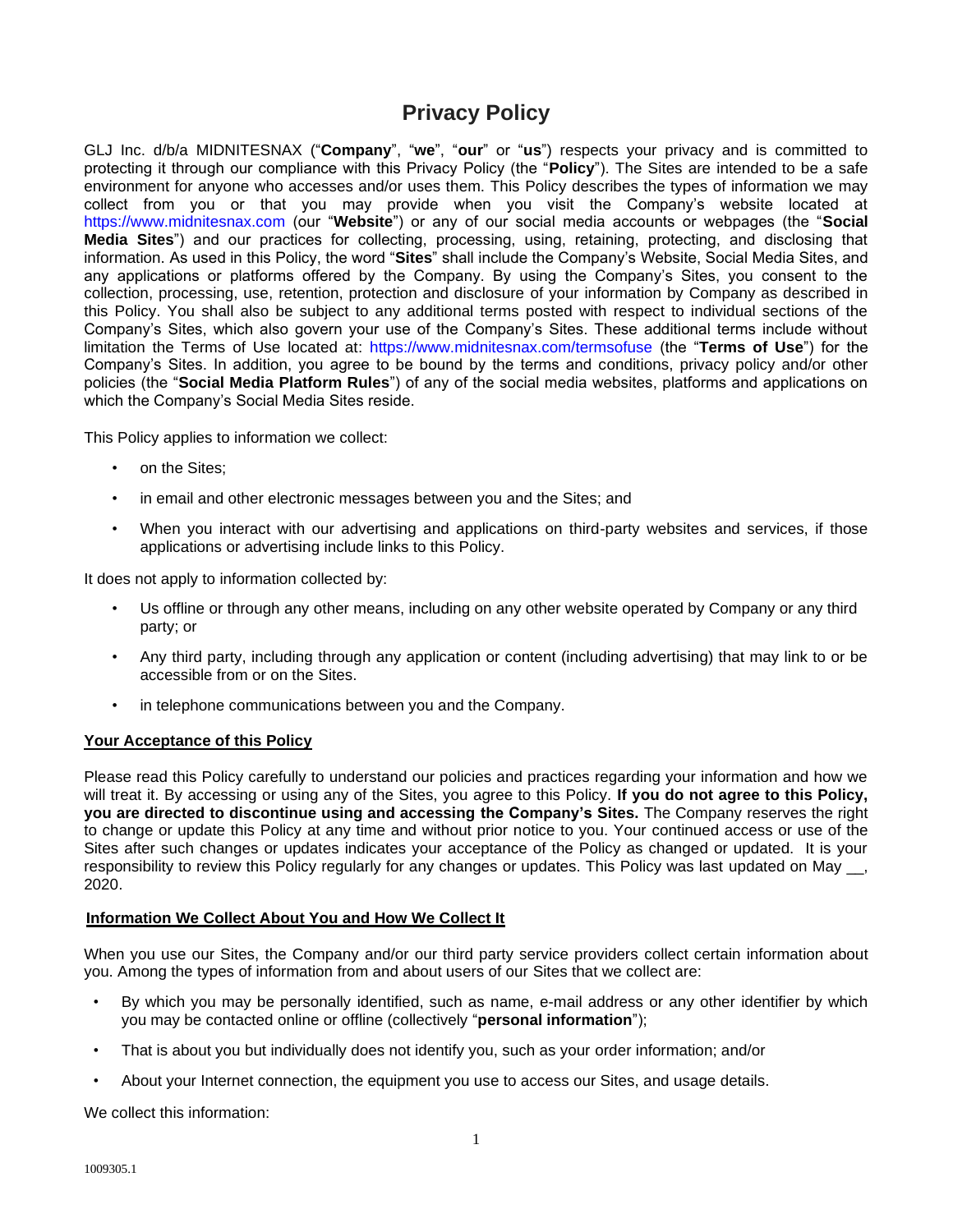# Privacy Policy

GLJ Inc. d/b/a MIDNITESNAX ("**Company**", "**we**", "**our**" or "**us**") respects your privacy and is committed to protecting it through our compliance with this Privacy Policy (the "**Policy**"). The Sites are intended to be a safe environment for anyone who accesses and/or uses them. This Policy describes the types of information we may collect from you or that you may provide when you visit the Company's website located at https://www.midnitesnax.com (our "**Website**") or any of our social media accounts or webpages (the "**Social Media Sites**") and our practices for collecting, processing, using, retaining, protecting, and disclosing that information. As used in this Policy, the word "**Sites**" shall include the Company's Website, Social Media Sites, and any applications or platforms offered by the Company. By using the Company's Sites, you consent to the collection, processing, use, retention, protection and disclosure of your information by Company as described in this Policy. You shall also be subject to any additional terms posted with respect to individual sections of the Company's Sites, which also govern your use of the Company's Sites. These additional terms include without limitation the Terms of Use located at: https://www.midnitesnax.com/termsofuse (the "**Terms of Use**") for the Company's Sites. In addition, you agree to be bound by the terms and conditions, privacy policy and/or other policies (the "**Social Media Platform Rules**") of any of the social media websites, platforms and applications on which the Company's Social Media Sites reside.

This Policy applies to information we collect:

- on the Sites;
- in email and other electronic messages between you and the Sites; and
- When you interact with our advertising and applications on third-party websites and services, if those applications or advertising include links to this Policy.

It does not apply to information collected by:

- Us offline or through any other means, including on any other website operated by Company or any third party; or
- Any third party, including through any application or content (including advertising) that may link to or be accessible from or on the Sites.
- in telephone communications between you and the Company.

**Your Acceptance of this Policy**

Please read this Policy carefully to understand our policies and practices regarding your information and how we will treat it. By accessing or using any of the Sites, you agree to this Policy. **If you do not agree to this Policy, you are directed to discontinue using and accessing the Company's Sites.** The Company reserves the right to change or update this Policy at any time and without prior notice to you. Your continued access or use of the Sites after such changes or updates indicates your acceptance of the Policy as changed or updated. It is your responsibility to review this Policy regularly for any changes or updates. This Policy was last updated on May __, 2020.

**Information We Collect About You and How We Collect It**

When you use our Sites, the Company and/or our third party service providers collect certain information about you. Among the types of information from and about users of our Sites that we collect are:

- By which you may be personally identified, such as name, e-mail address or any other identifier by which you may be contacted online or offline (collectively "**personal information**");
- That is about you but individually does not identify you, such as your order information; and/or
- About your Internet connection, the equipment you use to access our Sites, and usage details.

We collect this information:

1009305.1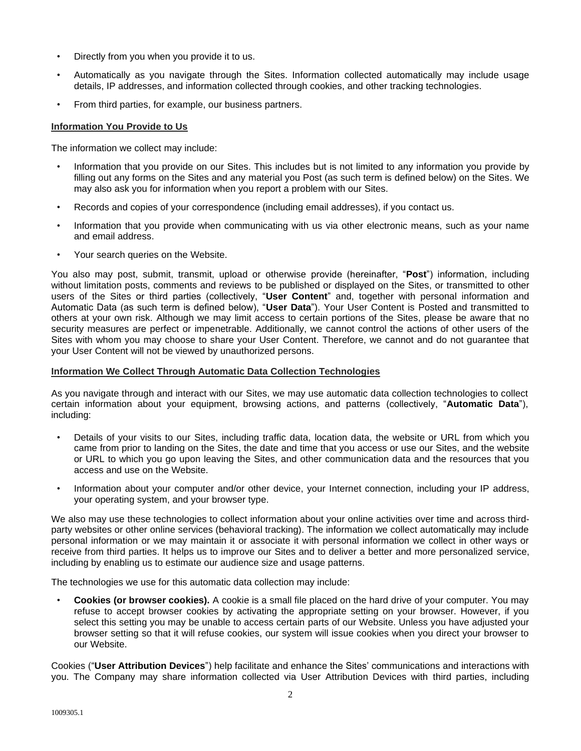- Directly from you when you provide it to us.
- Automatically as you navigate through the Sites. Information collected automatically may include usage details, IP addresses, and information collected through cookies, and other tracking technologies.
- From third parties, for example, our business partners.

**Information You Provide to Us**

The information we collect may include:

- Information that you provide on our Sites. This includes but is not limited to any information you provide by filling out any forms on the Sites and any material you Post (as such term is defined below) on the Sites. We may also ask you for information when you report a problem with our Sites.
- Records and copies of your correspondence (including email addresses), if you contact us.
- Information that you provide when communicating with us via other electronic means, such as your name and email address.
- Your search queries on the Website.

You also may post, submit, transmit, upload or otherwise provide (hereinafter, "**Post**") information, including without limitation posts, comments and reviews to be published or displayed on the Sites, or transmitted to other users of the Sites or third parties (collectively, "**User Content**" and, together with personal information and Automatic Data (as such term is defined below), "**User Data**"). Your User Content is Posted and transmitted to others at your own risk. Although we may limit access to certain portions of the Sites, please be aware that no security measures are perfect or impenetrable. Additionally, we cannot control the actions of other users of the Sites with whom you may choose to share your User Content. Therefore, we cannot and do not guarantee that your User Content will not be viewed by unauthorized persons.

**Information We Collect Through Automatic Data Collection Technologies**

As you navigate through and interact with our Sites, we may use automatic data collection technologies to collect certain information about your equipment, browsing actions, and patterns (collectively, "**Automatic Data**"), including:

- Details of your visits to our Sites, including traffic data, location data, the website or URL from which you came from prior to landing on the Sites, the date and time that you access or use our Sites, and the website or URL to which you go upon leaving the Sites, and other communication data and the resources that you access and use on the Website.
- Information about your computer and/or other device, your Internet connection, including your IP address, your operating system, and your browser type.

We also may use these technologies to collect information about your online activities over time and across third-party websites or other online services (behavioral tracking). The information we collect automatically may include personal information or we may maintain it or associate it with personal information we collect in other ways or receive from third parties. It helps us to improve our Sites and to deliver a better and more personalized service, including by enabling us to estimate our audience size and usage patterns.

The technologies we use for this automatic data collection may include:

- **Cookies (or browser cookies).** A cookie is a small file placed on the hard drive of your computer. You may refuse to accept browser cookies by activating the appropriate setting on your browser. However, if you select this setting you may be unable to access certain parts of our Website. Unless you have adjusted your browser setting so that it will refuse cookies, our system will issue cookies when you direct your browser to our Website.

Cookies ("**User Attribution Devices**") help facilitate and enhance the Sites' communications and interactions with you. The Company may share information collected via User Attribution Devices with third parties, including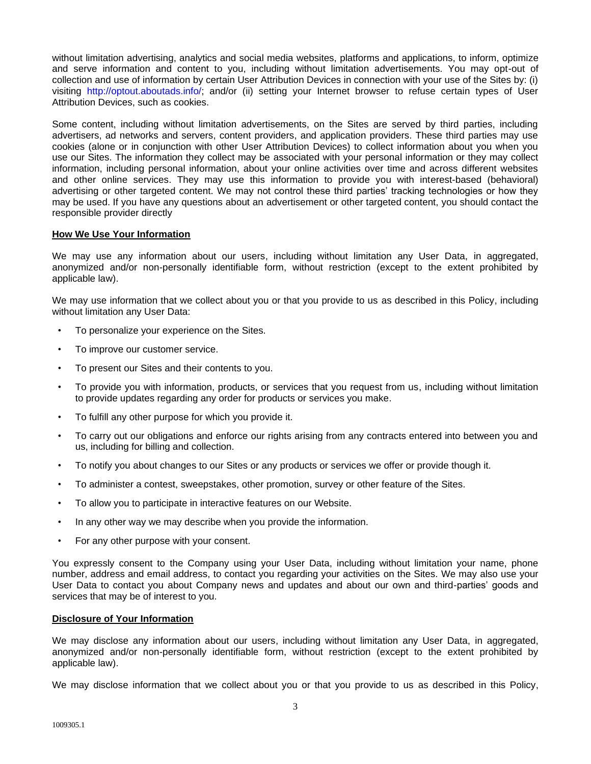without limitation advertising, analytics and social media websites, platforms and applications, to inform, optimize and serve information and content to you, including without limitation advertisements. You may opt-out of collection and use of information by certain User Attribution Devices in connection with your use of the Sites by: (i) visiting http://optout.aboutads.info/; and/or (ii) setting your Internet browser to refuse certain types of User Attribution Devices, such as cookies.

Some content, including without limitation advertisements, on the Sites are served by third parties, including advertisers, ad networks and servers, content providers, and application providers. These third parties may use cookies (alone or in conjunction with other User Attribution Devices) to collect information about you when you use our Sites. The information they collect may be associated with your personal information or they may collect information, including personal information, about your online activities over time and across different websites and other online services. They may use this information to provide you with interest-based (behavioral) advertising or other targeted content. We may not control these third parties' tracking technologies or how they may be used. If you have any questions about an advertisement or other targeted content, you should contact the responsible provider directly

**How We Use Your Information**

We may use any information about our users, including without limitation any User Data, in aggregated, anonymized and/or non-personally identifiable form, without restriction (except to the extent prohibited by applicable law).

We may use information that we collect about you or that you provide to us as described in this Policy, including without limitation any User Data:

- To personalize your experience on the Sites.
- To improve our customer service.
- To present our Sites and their contents to you.
- To provide you with information, products, or services that you request from us, including without limitation to provide updates regarding any order for products or services you make.
- To fulfill any other purpose for which you provide it.
- To carry out our obligations and enforce our rights arising from any contracts entered into between you and us, including for billing and collection.
- To notify you about changes to our Sites or any products or services we offer or provide though it.
- To administer a contest, sweepstakes, other promotion, survey or other feature of the Sites.
- To allow you to participate in interactive features on our Website.
- In any other way we may describe when you provide the information.
- For any other purpose with your consent.

You expressly consent to the Company using your User Data, including without limitation your name, phone number, address and email address, to contact you regarding your activities on the Sites. We may also use your User Data to contact you about Company news and updates and about our own and third-parties' goods and services that may be of interest to you.

**Disclosure of Your Information**

We may disclose any information about our users, including without limitation any User Data, in aggregated, anonymized and/or non-personally identifiable form, without restriction (except to the extent prohibited by applicable law).

We may disclose information that we collect about you or that you provide to us as described in this Policy,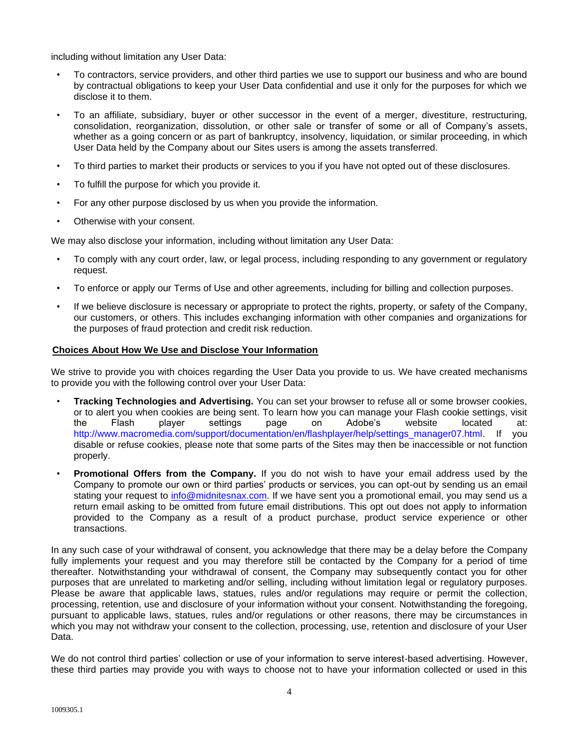including without limitation any User Data:

- To contractors, service providers, and other third parties we use to support our business and who are bound by contractual obligations to keep your User Data confidential and use it only for the purposes for which we disclose it to them.
- To an affiliate, subsidiary, buyer or other successor in the event of a merger, divestiture, restructuring, consolidation, reorganization, dissolution, or other sale or transfer of some or all of Company's assets, whether as a going concern or as part of bankruptcy, insolvency, liquidation, or similar proceeding, in which User Data held by the Company about our Sites users is among the assets transferred.
- To third parties to market their products or services to you if you have not opted out of these disclosures.
- To fulfill the purpose for which you provide it.
- For any other purpose disclosed by us when you provide the information.
- Otherwise with your consent.

We may also disclose your information, including without limitation any User Data:

- To comply with any court order, law, or legal process, including responding to any government or regulatory request.
- To enforce or apply our Terms of Use and other agreements, including for billing and collection purposes.
- If we believe disclosure is necessary or appropriate to protect the rights, property, or safety of the Company, our customers, or others. This includes exchanging information with other companies and organizations for the purposes of fraud protection and credit risk reduction.

## Choices About How We Use and Disclose Your Information

We strive to provide you with choices regarding the User Data you provide to us. We have created mechanisms to provide you with the following control over your User Data:

- **Tracking Technologies and Advertising.** You can set your browser to refuse all or some browser cookies, or to alert you when cookies are being sent. To learn how you can manage your Flash cookie settings, visit the Flash player settings page on Adobe's website located at: http://www.macromedia.com/support/documentation/en/flashplayer/help/settings_manager07.html. If you disable or refuse cookies, please note that some parts of the Sites may then be inaccessible or not function properly.
- **Promotional Offers from the Company.** If you do not wish to have your email address used by the Company to promote our own or third parties' products or services, you can opt-out by sending us an email stating your request to info@midnitesnax.com. If we have sent you a promotional email, you may send us a return email asking to be omitted from future email distributions. This opt out does not apply to information provided to the Company as a result of a product purchase, product service experience or other transactions.

In any such case of your withdrawal of consent, you acknowledge that there may be a delay before the Company fully implements your request and you may therefore still be contacted by the Company for a period of time thereafter. Notwithstanding your withdrawal of consent, the Company may subsequently contact you for other purposes that are unrelated to marketing and/or selling, including without limitation legal or regulatory purposes. Please be aware that applicable laws, statues, rules and/or regulations may require or permit the collection, processing, retention, use and disclosure of your information without your consent. Notwithstanding the foregoing, pursuant to applicable laws, statues, rules and/or regulations or other reasons, there may be circumstances in which you may not withdraw your consent to the collection, processing, use, retention and disclosure of your User Data.

We do not control third parties' collection or use of your information to serve interest-based advertising. However, these third parties may provide you with ways to choose not to have your information collected or used in this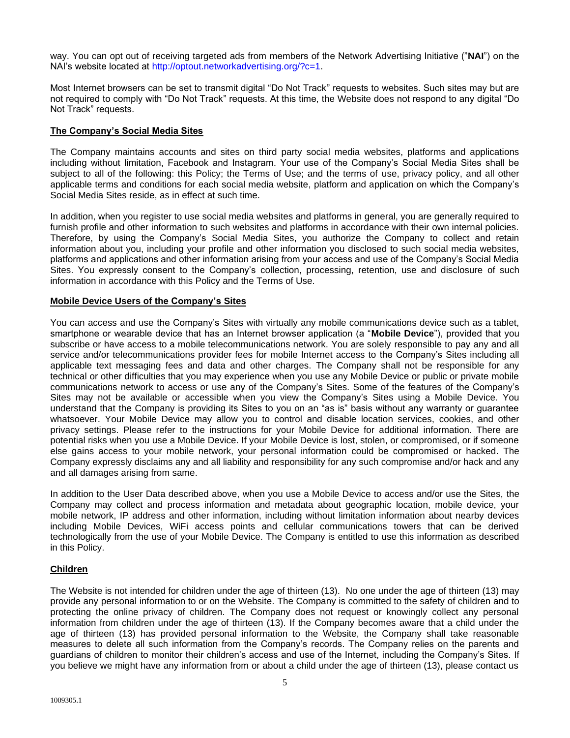way. You can opt out of receiving targeted ads from members of the Network Advertising Initiative ("**NAI**") on the NAI's website located at http://optout.networkadvertising.org/?c=1.

Most Internet browsers can be set to transmit digital "Do Not Track" requests to websites. Such sites may but are not required to comply with "Do Not Track" requests. At this time, the Website does not respond to any digital "Do Not Track" requests.

## **The Company's Social Media Sites**

The Company maintains accounts and sites on third party social media websites, platforms and applications including without limitation, Facebook and Instagram. Your use of the Company's Social Media Sites shall be subject to all of the following: this Policy; the Terms of Use; and the terms of use, privacy policy, and all other applicable terms and conditions for each social media website, platform and application on which the Company's Social Media Sites reside, as in effect at such time.

In addition, when you register to use social media websites and platforms in general, you are generally required to furnish profile and other information to such websites and platforms in accordance with their own internal policies. Therefore, by using the Company's Social Media Sites, you authorize the Company to collect and retain information about you, including your profile and other information you disclosed to such social media websites, platforms and applications and other information arising from your access and use of the Company's Social Media Sites. You expressly consent to the Company's collection, processing, retention, use and disclosure of such information in accordance with this Policy and the Terms of Use.

## **Mobile Device Users of the Company's Sites**

You can access and use the Company's Sites with virtually any mobile communications device such as a tablet, smartphone or wearable device that has an Internet browser application (a "**Mobile Device**"), provided that you subscribe or have access to a mobile telecommunications network. You are solely responsible to pay any and all service and/or telecommunications provider fees for mobile Internet access to the Company's Sites including all applicable text messaging fees and data and other charges. The Company shall not be responsible for any technical or other difficulties that you may experience when you use any Mobile Device or public or private mobile communications network to access or use any of the Company's Sites. Some of the features of the Company's Sites may not be available or accessible when you view the Company's Sites using a Mobile Device. You understand that the Company is providing its Sites to you on an "as is" basis without any warranty or guarantee whatsoever. Your Mobile Device may allow you to control and disable location services, cookies, and other privacy settings. Please refer to the instructions for your Mobile Device for additional information. There are potential risks when you use a Mobile Device. If your Mobile Device is lost, stolen, or compromised, or if someone else gains access to your mobile network, your personal information could be compromised or hacked. The Company expressly disclaims any and all liability and responsibility for any such compromise and/or hack and any and all damages arising from same.

In addition to the User Data described above, when you use a Mobile Device to access and/or use the Sites, the Company may collect and process information and metadata about geographic location, mobile device, your mobile network, IP address and other information, including without limitation information about nearby devices including Mobile Devices, WiFi access points and cellular communications towers that can be derived technologically from the use of your Mobile Device. The Company is entitled to use this information as described in this Policy.

## **Children**

The Website is not intended for children under the age of thirteen (13). No one under the age of thirteen (13) may provide any personal information to or on the Website. The Company is committed to the safety of children and to protecting the online privacy of children. The Company does not request or knowingly collect any personal information from children under the age of thirteen (13). If the Company becomes aware that a child under the age of thirteen (13) has provided personal information to the Website, the Company shall take reasonable measures to delete all such information from the Company's records. The Company relies on the parents and guardians of children to monitor their children's access and use of the Internet, including the Company's Sites. If you believe we might have any information from or about a child under the age of thirteen (13), please contact us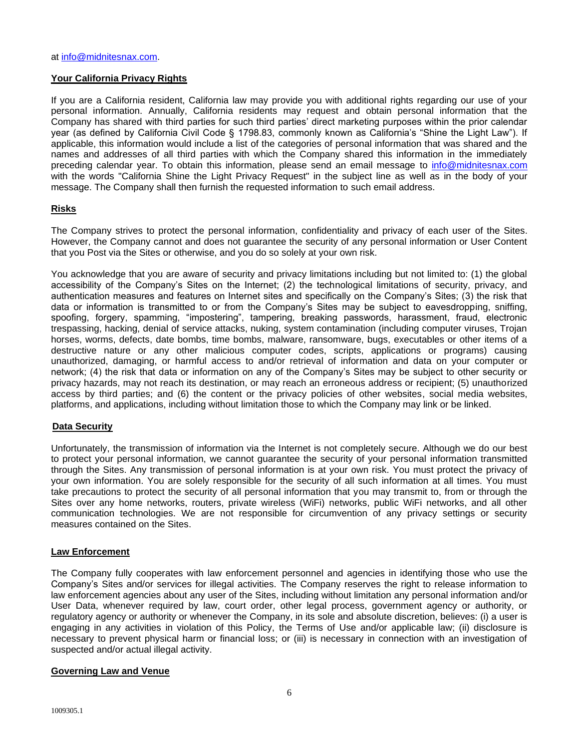at info@midnitesnax.com.

**Your California Privacy Rights**

If you are a California resident, California law may provide you with additional rights regarding our use of your personal information. Annually, California residents may request and obtain personal information that the Company has shared with third parties for such third parties' direct marketing purposes within the prior calendar year (as defined by California Civil Code § 1798.83, commonly known as California's "Shine the Light Law"). If applicable, this information would include a list of the categories of personal information that was shared and the names and addresses of all third parties with which the Company shared this information in the immediately preceding calendar year. To obtain this information, please send an email message to info@midnitesnax.com with the words "California Shine the Light Privacy Request" in the subject line as well as in the body of your message. The Company shall then furnish the requested information to such email address.

**Risks**

The Company strives to protect the personal information, confidentiality and privacy of each user of the Sites. However, the Company cannot and does not guarantee the security of any personal information or User Content that you Post via the Sites or otherwise, and you do so solely at your own risk.

You acknowledge that you are aware of security and privacy limitations including but not limited to: (1) the global accessibility of the Company's Sites on the Internet; (2) the technological limitations of security, privacy, and authentication measures and features on Internet sites and specifically on the Company's Sites; (3) the risk that data or information is transmitted to or from the Company's Sites may be subject to eavesdropping, sniffing, spoofing, forgery, spamming, "impostering", tampering, breaking passwords, harassment, fraud, electronic trespassing, hacking, denial of service attacks, nuking, system contamination (including computer viruses, Trojan horses, worms, defects, date bombs, time bombs, malware, ransomware, bugs, executables or other items of a destructive nature or any other malicious computer codes, scripts, applications or programs) causing unauthorized, damaging, or harmful access to and/or retrieval of information and data on your computer or network; (4) the risk that data or information on any of the Company's Sites may be subject to other security or privacy hazards, may not reach its destination, or may reach an erroneous address or recipient; (5) unauthorized access by third parties; and (6) the content or the privacy policies of other websites, social media websites, platforms, and applications, including without limitation those to which the Company may link or be linked.

**Data Security**

Unfortunately, the transmission of information via the Internet is not completely secure. Although we do our best to protect your personal information, we cannot guarantee the security of your personal information transmitted through the Sites. Any transmission of personal information is at your own risk. You must protect the privacy of your own information. You are solely responsible for the security of all such information at all times. You must take precautions to protect the security of all personal information that you may transmit to, from or through the Sites over any home networks, routers, private wireless (WiFi) networks, public WiFi networks, and all other communication technologies. We are not responsible for circumvention of any privacy settings or security measures contained on the Sites.

**Law Enforcement**

The Company fully cooperates with law enforcement personnel and agencies in identifying those who use the Company's Sites and/or services for illegal activities. The Company reserves the right to release information to law enforcement agencies about any user of the Sites, including without limitation any personal information and/or User Data, whenever required by law, court order, other legal process, government agency or authority, or regulatory agency or authority or whenever the Company, in its sole and absolute discretion, believes: (i) a user is engaging in any activities in violation of this Policy, the Terms of Use and/or applicable law; (ii) disclosure is necessary to prevent physical harm or financial loss; or (iii) is necessary in connection with an investigation of suspected and/or actual illegal activity.

**Governing Law and Venue**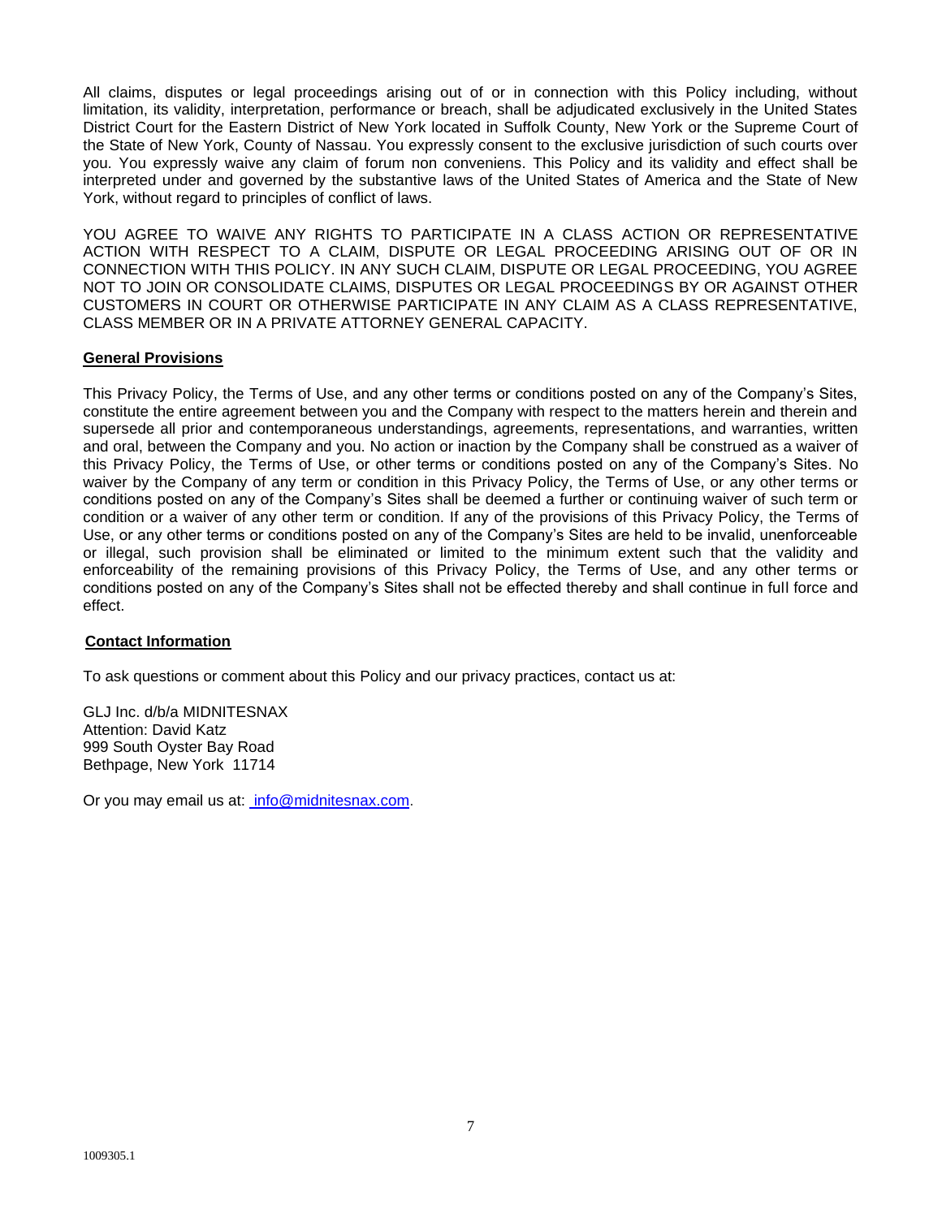All claims, disputes or legal proceedings arising out of or in connection with this Policy including, without limitation, its validity, interpretation, performance or breach, shall be adjudicated exclusively in the United States District Court for the Eastern District of New York located in Suffolk County, New York or the Supreme Court of the State of New York, County of Nassau. You expressly consent to the exclusive jurisdiction of such courts over you. You expressly waive any claim of forum non conveniens. This Policy and its validity and effect shall be interpreted under and governed by the substantive laws of the United States of America and the State of New York, without regard to principles of conflict of laws.

YOU AGREE TO WAIVE ANY RIGHTS TO PARTICIPATE IN A CLASS ACTION OR REPRESENTATIVE ACTION WITH RESPECT TO A CLAIM, DISPUTE OR LEGAL PROCEEDING ARISING OUT OF OR IN CONNECTION WITH THIS POLICY. IN ANY SUCH CLAIM, DISPUTE OR LEGAL PROCEEDING, YOU AGREE NOT TO JOIN OR CONSOLIDATE CLAIMS, DISPUTES OR LEGAL PROCEEDINGS BY OR AGAINST OTHER CUSTOMERS IN COURT OR OTHERWISE PARTICIPATE IN ANY CLAIM AS A CLASS REPRESENTATIVE, CLASS MEMBER OR IN A PRIVATE ATTORNEY GENERAL CAPACITY.

**General Provisions**

This Privacy Policy, the Terms of Use, and any other terms or conditions posted on any of the Company's Sites, constitute the entire agreement between you and the Company with respect to the matters herein and therein and supersede all prior and contemporaneous understandings, agreements, representations, and warranties, written and oral, between the Company and you. No action or inaction by the Company shall be construed as a waiver of this Privacy Policy, the Terms of Use, or other terms or conditions posted on any of the Company's Sites. No waiver by the Company of any term or condition in this Privacy Policy, the Terms of Use, or any other terms or conditions posted on any of the Company's Sites shall be deemed a further or continuing waiver of such term or condition or a waiver of any other term or condition. If any of the provisions of this Privacy Policy, the Terms of Use, or any other terms or conditions posted on any of the Company's Sites are held to be invalid, unenforceable or illegal, such provision shall be eliminated or limited to the minimum extent such that the validity and enforceability of the remaining provisions of this Privacy Policy, the Terms of Use, and any other terms or conditions posted on any of the Company's Sites shall not be effected thereby and shall continue in full force and effect.

**Contact Information**

To ask questions or comment about this Policy and our privacy practices, contact us at:

GLJ Inc. d/b/a MIDNITESNAX
Attention: David Katz
999 South Oyster Bay Road
Bethpage, New York 11714

Or you may email us at: info@midnitesnax.com.

1009305.1